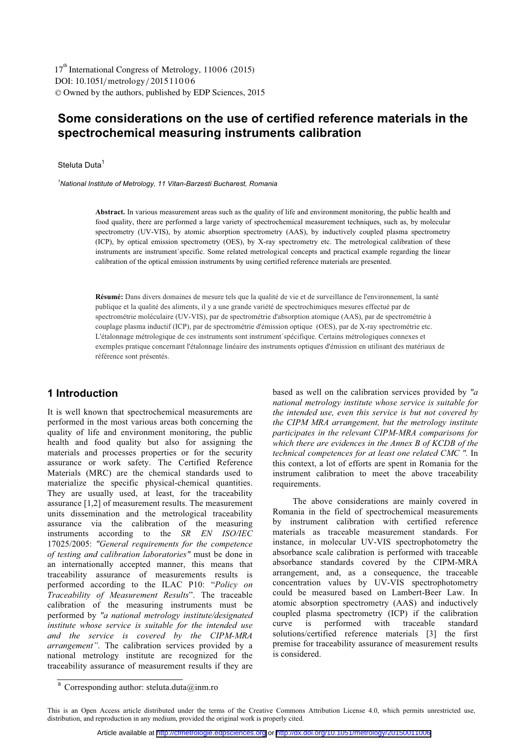17[th] International Congress of Metrology, 11006 (2015)
DOI: 10.1051/metrology/201511006
© Owned by the authors, published by EDP Sciences, 2015

# Some considerations on the use of certified reference materials in the spectrochemical measuring instruments calibration

Steluta Duta[1]

[1]*National Institute of Metrology, 11 Vitan-Barzesti Bucharest, Romania*

**Abstract.** In various measurement areas such as the quality of life and environment monitoring, the public health and food quality, there are performed a large variety of spectrochemical measurement techniques, such as, by molecular spectrometry (UV-VIS), by atomic absorption spectrometry (AAS), by inductively coupled plasma spectrometry (ICP), by optical emission spectrometry (OES), by X-ray spectrometry etc. The metrological calibration of these instruments are instrument´specific. Some related metrological concepts and practical example regarding the linear calibration of the optical emission instruments by using certified reference materials are presented.

**Résumé:** Dans divers domaines de mesure tels que la qualité de vie et de surveillance de l'environnement, la santé publique et la qualité des aliments, il y a une grande variété de spectrochimiques mesures effectué par de spectrométrie moléculaire (UV-VIS), par de spectrométrie d'absorption atomique (AAS), par de spectrométrie à couplage plasma inductif (ICP), par de spectrométrie d'émission optique (OES), par de X-ray spectrométrie etc. L'étalonnage métrologique de ces instruments sont instrument´spécifique. Certains métrologiques connexes et exemples pratique concernant l'étalonnage linéaire des instruments optiques d'émission en utilisant des matériaux de référence sont présentés.

## 1 Introduction

It is well known that spectrochemical measurements are performed in the most various areas both concerning the quality of life and environment monitoring, the public health and food quality but also for assigning the materials and processes properties or for the security assurance or work safety. The Certified Reference Materials (MRC) are the chemical standards used to materialize the specific physical-chemical quantities. They are usually used, at least, for the traceability assurance [1,2] of measurement results. The measurement units dissemination and the metrological traceability assurance via the calibration of the measuring instruments according to the *SR EN ISO/IEC* 17025/2005: *"General requirements for the competence of testing and calibration laboratories"* must be done in an internationally accepted manner, this means that traceability assurance of measurements results is performed according to the ILAC P10: "*Policy on Traceability of Measurement Results*". The traceable calibration of the measuring instruments must be performed by *"a national metrology institute/designated institute whose service is suitable for the intended use and the service is covered by the CIPM-MRA arrangement"*. The calibration services provided by a national metrology institute are recognized for the traceability assurance of measurement results if they are based as well on the calibration services provided by *"a national metrology institute whose service is suitable for the intended use, even this service is but not covered by the CIPM MRA arrangement, but the metrology institute participates in the relevant CIPM-MRA comparisons for which there are evidences in the Annex B of KCDB of the technical competences for at least one related CMC "*. In this context, a lot of efforts are spent in Romania for the instrument calibration to meet the above traceability requirements.

The above considerations are mainly covered in Romania in the field of spectrochemical measurements by instrument calibration with certified reference materials as traceable measurement standards. For instance, in molecular UV-VIS spectrophotometry the absorbance scale calibration is performed with traceable absorbance standards covered by the CIPM-MRA arrangement, and, as a consequence, the traceable concentration values by UV-VIS spectrophotometry could be measured based on Lambert-Beer Law. In atomic absorption spectrometry (AAS) and inductively coupled plasma spectrometry (ICP) if the calibration curve is performed with traceable standard solutions/certified reference materials [3] the first premise for traceability assurance of measurement results is considered.

[a] Corresponding author: steluta.duta@inm.ro

This is an Open Access article distributed under the terms of the Creative Commons Attribution License 4.0, which permits unrestricted use, distribution, and reproduction in any medium, provided the original work is properly cited.

Article available at http://cfmetrologie.edpsciences.org or http://dx.doi.org/10.1051/metrology/20150011006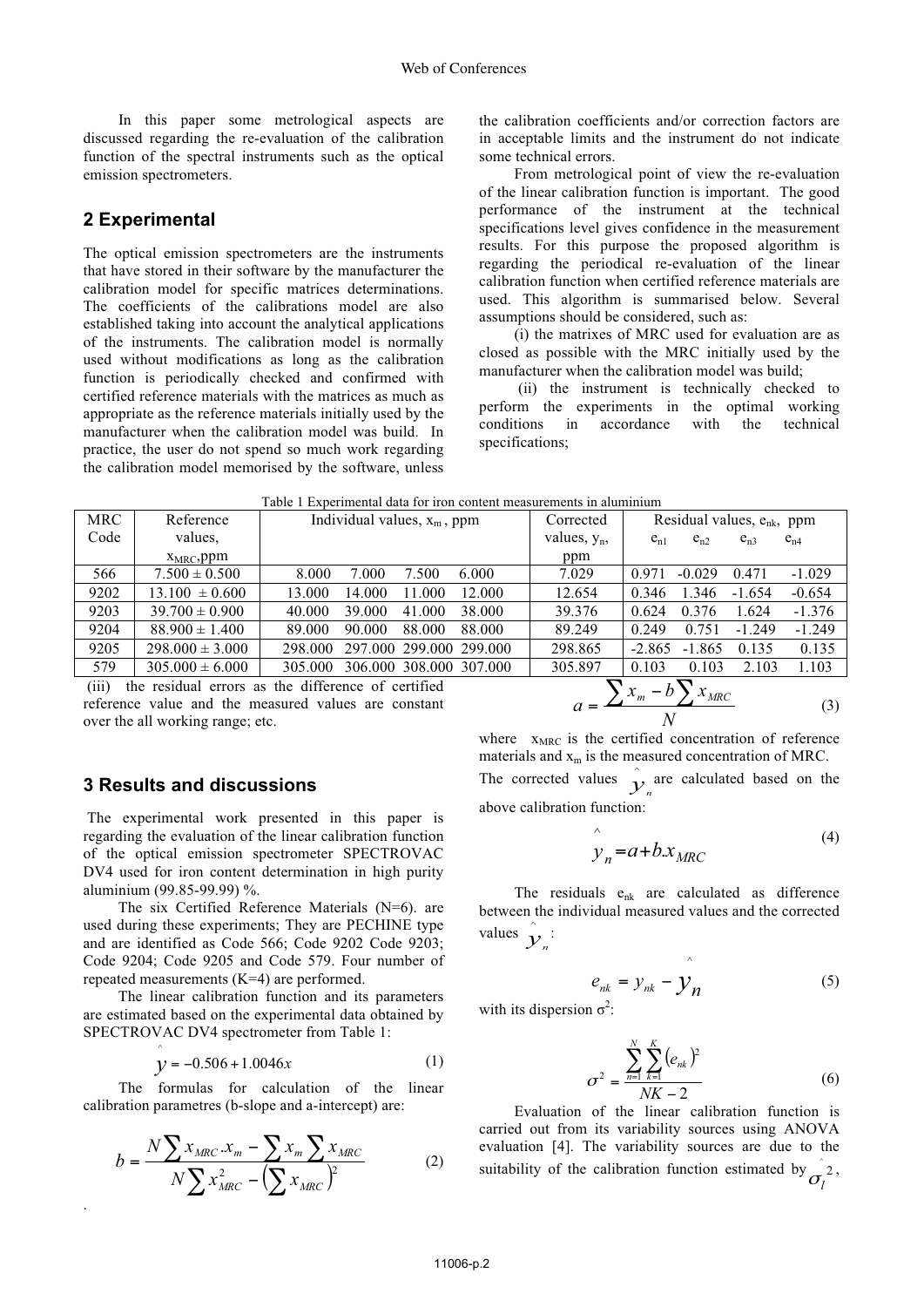In this paper some metrological aspects are discussed regarding the re-evaluation of the calibration function of the spectral instruments such as the optical emission spectrometers.

## 2 Experimental

The optical emission spectrometers are the instruments that have stored in their software by the manufacturer the calibration model for specific matrices determinations. The coefficients of the calibrations model are also established taking into account the analytical applications of the instruments. The calibration model is normally used without modifications as long as the calibration function is periodically checked and confirmed with certified reference materials with the matrices as much as appropriate as the reference materials initially used by the manufacturer when the calibration model was build. In practice, the user do not spend so much work regarding the calibration model memorised by the software, unless the calibration coefficients and/or correction factors are in acceptable limits and the instrument do not indicate some technical errors.

From metrological point of view the re-evaluation of the linear calibration function is important. The good performance of the instrument at the technical specifications level gives confidence in the measurement results. For this purpose the proposed algorithm is regarding the periodical re-evaluation of the linear calibration function when certified reference materials are used. This algorithm is summarised below. Several assumptions should be considered, such as:

(i) the matrixes of MRC used for evaluation are as closed as possible with the MRC initially used by the manufacturer when the calibration model was build;

(ii) the instrument is technically checked to perform the experiments in the optimal working conditions in accordance with the technical specifications;

(iii) the residual errors as the difference of certified reference value and the measured values are constant over the all working range; etc.

Table 1 Experimental data for iron content measurements in aluminium

| MRC Code | Reference values, $x_{MRC}$,ppm | Individual values, $x_m$ , ppm | | | | Corrected values, $y_n$, ppm | Residual values, $e_{nk}$, ppm | | | |
|---|---|---|---|---|---|---|---|---|---|---|
| | | | | | | | $e_{n1}$ | $e_{n2}$ | $e_{n3}$ | $e_{n4}$ |
| 566 | 7.500 ± 0.500 | 8.000 | 7.000 | 7.500 | 6.000 | 7.029 | 0.971 | -0.029 | 0.471 | -1.029 |
| 9202 | 13.100 ± 0.600 | 13.000 | 14.000 | 11.000 | 12.000 | 12.654 | 0.346 | 1.346 | -1.654 | -0.654 |
| 9203 | 39.700 ± 0.900 | 40.000 | 39.000 | 41.000 | 38.000 | 39.376 | 0.624 | 0.376 | 1.624 | -1.376 |
| 9204 | 88.900 ± 1.400 | 89.000 | 90.000 | 88.000 | 88.000 | 89.249 | 0.249 | 0.751 | -1.249 | -1.249 |
| 9205 | 298.000 ± 3.000 | 298.000 | 297.000 | 299.000 | 299.000 | 298.865 | -2.865 | -1.865 | 0.135 | 0.135 |
| 579 | 305.000 ± 6.000 | 305.000 | 306.000 | 308.000 | 307.000 | 305.897 | 0.103 | 0.103 | 2.103 | 1.103 |

## 3 Results and discussions

The experimental work presented in this paper is regarding the evaluation of the linear calibration function of the optical emission spectrometer SPECTROVAC DV4 used for iron content determination in high purity aluminium (99.85-99.99) %.

The six Certified Reference Materials (N=6). are used during these experiments; They are PECHINE type and are identified as Code 566; Code 9202 Code 9203; Code 9204; Code 9205 and Code 579. Four number of repeated measurements (K=4) are performed.

The linear calibration function and its parameters are estimated based on the experimental data obtained by SPECTROVAC DV4 spectrometer from Table 1:

$$\hat{y} = -0.506 + 1.0046x \tag{1}$$

The formulas for calculation of the linear calibration parametres (b-slope and a-intercept) are:

$$b = \frac{N\sum x_{MRC}.x_m - \sum x_m \sum x_{MRC}}{N\sum x_{MRC}^2 - \left(\sum x_{MRC}\right)^2} \tag{2}$$

$$a = \frac{\sum x_m - b\sum x_{MRC}}{N} \tag{3}$$

where $x_{MRC}$ is the certified concentration of reference materials and $x_m$ is the measured concentration of MRC.

The corrected values $\hat{y}_n$ are calculated based on the above calibration function:

$$\hat{y}_n = a + b.x_{MRC} \tag{4}$$

The residuals $e_{nk}$ are calculated as difference between the individual measured values and the corrected values $\hat{y}_n$:

$$e_{nk} = y_{nk} - \hat{y}_n \tag{5}$$

with its dispersion $\sigma^2$:

$$\sigma^2 = \frac{\sum_{n=1}^{N}\sum_{k=1}^{K}\left(e_{nk}\right)^2}{NK-2} \tag{6}$$

Evaluation of the linear calibration function is carried out from its variability sources using ANOVA evaluation [4]. The variability sources are due to the suitability of the calibration function estimated by $\hat{\sigma}_l^2$,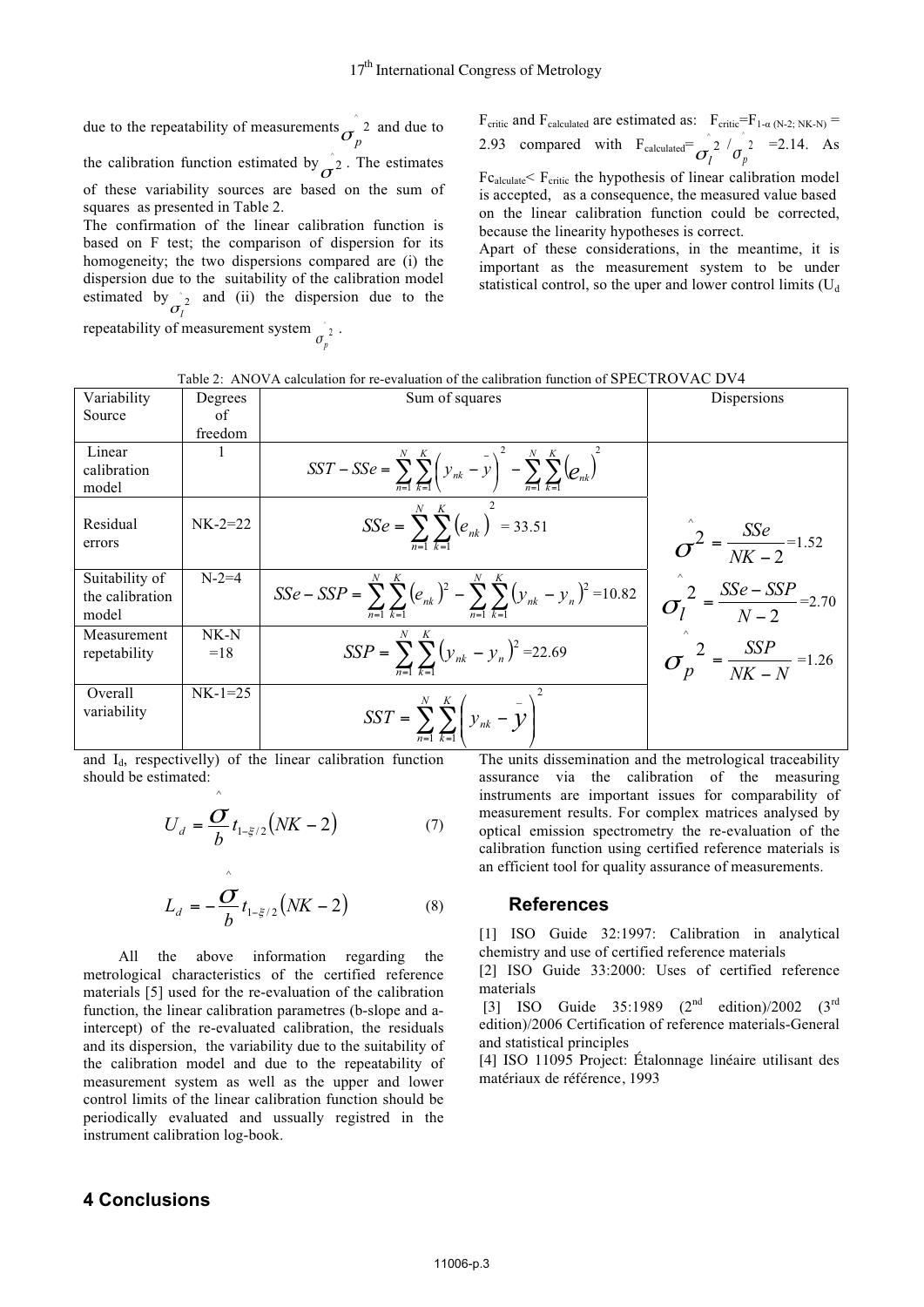due to the repeatability of measurements $\hat{\sigma}_p^2$ and due to the calibration function estimated by $\hat{\sigma}^2$. The estimates of these variability sources are based on the sum of squares as presented in Table 2.

The confirmation of the linear calibration function is based on F test; the comparison of dispersion for its homogeneity; the two dispersions compared are (i) the dispersion due to the suitability of the calibration model estimated by $\hat{\sigma}_l^2$ and (ii) the dispersion due to the repeatability of measurement system $\hat{\sigma}_p^2$.

$F_{critic}$ and $F_{calculated}$ are estimated as: $F_{critic}=F_{1-\alpha\ (N-2;\ NK-N)}$ = 2.93 compared with $F_{calculated}=\hat{\sigma}_l^2/\hat{\sigma}_p^2$ =2.14. As $Fc_{alculate}< F_{critic}$ the hypothesis of linear calibration model is accepted, as a consequence, the measured value based on the linear calibration function could be corrected, because the linearity hypotheses is correct.

Apart of these considerations, in the meantime, it is important as the measurement system to be under statistical control, so the uper and lower control limits ($U_d$ and $I_d$, respectivelly) of the linear calibration function should be estimated:

Table 2: ANOVA calculation for re-evaluation of the calibration function of SPECTROVAC DV4

| Variability Source | Degrees of freedom | Sum of squares | Dispersions |
|---|---|---|---|
| Linear calibration model | 1 | $SST - SSe = \sum_{n=1}^{N}\sum_{k=1}^{K}\left(y_{nk}-\bar{y}\right)^2 - \sum_{n=1}^{N}\sum_{k=1}^{K}\left(e_{nk}\right)^2$ | |
| Residual errors | NK-2=22 | $SSe = \sum_{n=1}^{N}\sum_{k=1}^{K}\left(e_{nk}\right)^2$ = 33.51 | $\hat{\sigma}^2 = \frac{SSe}{NK-2}$=1.52 |
| Suitability of the calibration model | N-2=4 | $SSe - SSP = \sum_{n=1}^{N}\sum_{k=1}^{K}\left(e_{nk}\right)^2 - \sum_{n=1}^{N}\sum_{k=1}^{K}\left(y_{nk}-y_n\right)^2$ =10.82 | $\hat{\sigma}_l^2 = \frac{SSe-SSP}{N-2}$=2.70 |
| Measurement repetability | NK-N =18 | $SSP = \sum_{n=1}^{N}\sum_{k=1}^{K}\left(y_{nk}-y_n\right)^2$=22.69 | $\hat{\sigma}_p^2 = \frac{SSP}{NK-N}$ =1.26 |
| Overall variability | NK-1=25 | $SST = \sum_{n=1}^{N}\sum_{k=1}^{K}\left(y_{nk}-\bar{y}\right)^2$ | |

$$U_d = \frac{\hat{\sigma}}{b}t_{1-\xi/2}\left(NK-2\right) \tag{7}$$

$$L_d = -\frac{\hat{\sigma}}{b}t_{1-\xi/2}\left(NK-2\right) \tag{8}$$

All the above information regarding the metrological characteristics of the certified reference materials [5] used for the re-evaluation of the calibration function, the linear calibration parametres (b-slope and a-intercept) of the re-evaluated calibration, the residuals and its dispersion, the variability due to the suitability of the calibration model and due to the repeatability of measurement system as well as the upper and lower control limits of the linear calibration function should be periodically evaluated and ussually registred in the instrument calibration log-book.

## 4 Conclusions

The units dissemination and the metrological traceability assurance via the calibration of the measuring instruments are important issues for comparability of measurement results. For complex matrices analysed by optical emission spectrometry the re-evaluation of the calibration function using certified reference materials is an efficient tool for quality assurance of measurements.

## References

[1] ISO Guide 32:1997: Calibration in analytical chemistry and use of certified reference materials

[2] ISO Guide 33:2000: Uses of certified reference materials

[3] ISO Guide 35:1989 (2nd edition)/2002 (3rd edition)/2006 Certification of reference materials-General and statistical principles

[4] ISO 11095 Project: Étalonnage linéaire utilisant des matériaux de référence, 1993